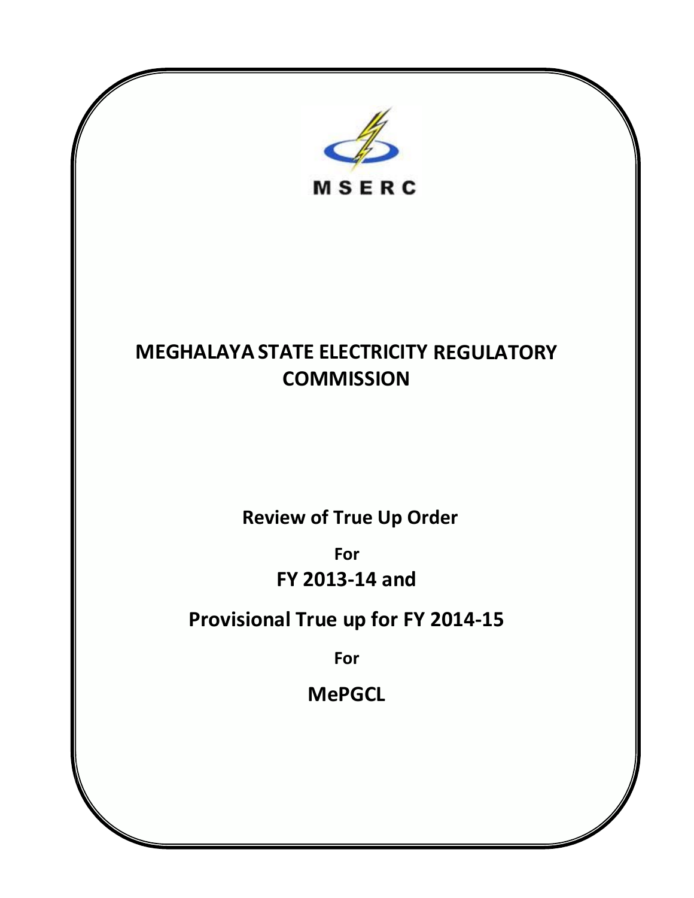MSERC

# MEGHALAYA STATE ELECTRICITY REGULATORY COMMISSION

## Review of True Up Order

**For**

## FY 2013-14 and

## Provisional True up for FY 2014-15

**For**

## MePGCL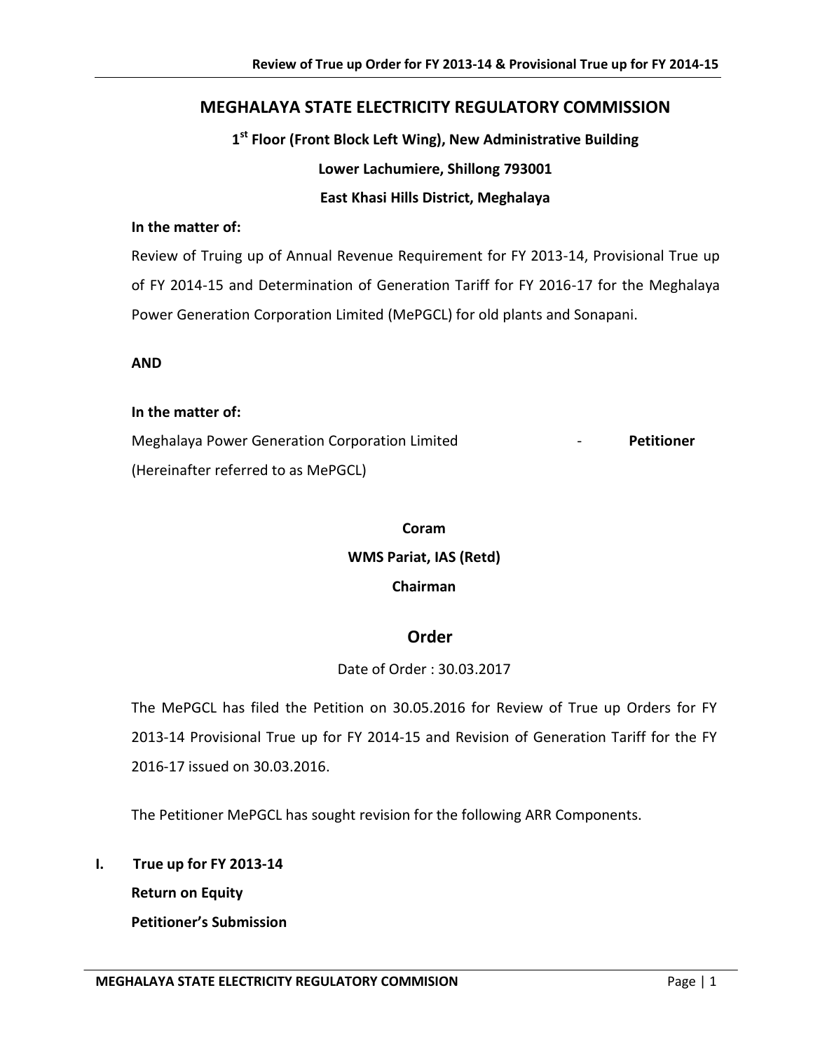## MEGHALAYA STATE ELECTRICITY REGULATORY COMMISSION

**1st Floor (Front Block Left Wing), New Administrative Building**

**Lower Lachumiere, Shillong 793001**

**East Khasi Hills District, Meghalaya**

**In the matter of:**

Review of Truing up of Annual Revenue Requirement for FY 2013-14, Provisional True up of FY 2014-15 and Determination of Generation Tariff for FY 2016-17 for the Meghalaya Power Generation Corporation Limited (MePGCL) for old plants and Sonapani.

**AND**

**In the matter of:**

Meghalaya Power Generation Corporation Limited - **Petitioner**

(Hereinafter referred to as MePGCL)

**Coram**

**WMS Pariat, IAS (Retd)**

**Chairman**

## Order

Date of Order : 30.03.2017

The MePGCL has filed the Petition on 30.05.2016 for Review of True up Orders for FY 2013-14 Provisional True up for FY 2014-15 and Revision of Generation Tariff for the FY 2016-17 issued on 30.03.2016.

The Petitioner MePGCL has sought revision for the following ARR Components.

**I. True up for FY 2013-14**

**Return on Equity**

**Petitioner's Submission**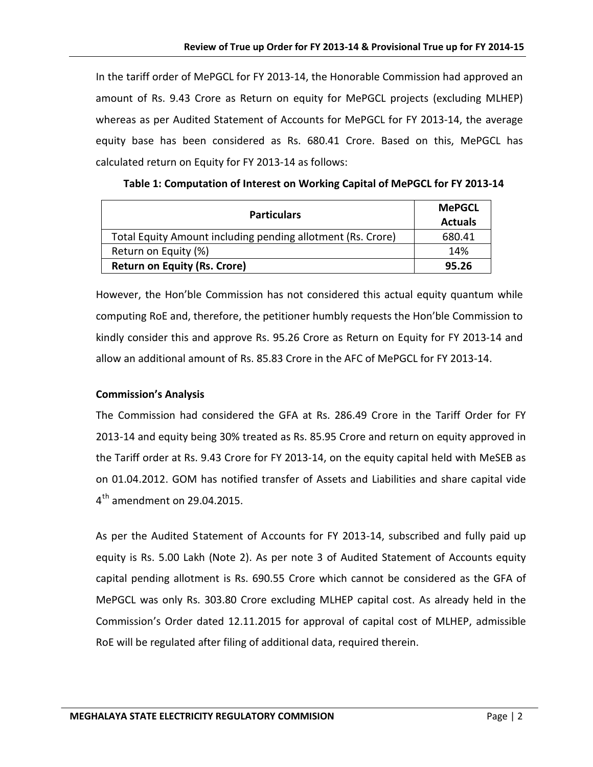In the tariff order of MePGCL for FY 2013-14, the Honorable Commission had approved an amount of Rs. 9.43 Crore as Return on equity for MePGCL projects (excluding MLHEP) whereas as per Audited Statement of Accounts for MePGCL for FY 2013-14, the average equity base has been considered as Rs. 680.41 Crore. Based on this, MePGCL has calculated return on Equity for FY 2013-14 as follows:

**Table 1: Computation of Interest on Working Capital of MePGCL for FY 2013-14**

| Particulars | MePGCL Actuals |
|---|---|
| Total Equity Amount including pending allotment (Rs. Crore) | 680.41 |
| Return on Equity (%) | 14% |
| **Return on Equity (Rs. Crore)** | **95.26** |

However, the Hon'ble Commission has not considered this actual equity quantum while computing RoE and, therefore, the petitioner humbly requests the Hon'ble Commission to kindly consider this and approve Rs. 95.26 Crore as Return on Equity for FY 2013-14 and allow an additional amount of Rs. 85.83 Crore in the AFC of MePGCL for FY 2013-14.

**Commission's Analysis**

The Commission had considered the GFA at Rs. 286.49 Crore in the Tariff Order for FY 2013-14 and equity being 30% treated as Rs. 85.95 Crore and return on equity approved in the Tariff order at Rs. 9.43 Crore for FY 2013-14, on the equity capital held with MeSEB as on 01.04.2012. GOM has notified transfer of Assets and Liabilities and share capital vide 4th amendment on 29.04.2015.

As per the Audited Statement of Accounts for FY 2013-14, subscribed and fully paid up equity is Rs. 5.00 Lakh (Note 2). As per note 3 of Audited Statement of Accounts equity capital pending allotment is Rs. 690.55 Crore which cannot be considered as the GFA of MePGCL was only Rs. 303.80 Crore excluding MLHEP capital cost. As already held in the Commission's Order dated 12.11.2015 for approval of capital cost of MLHEP, admissible RoE will be regulated after filing of additional data, required therein.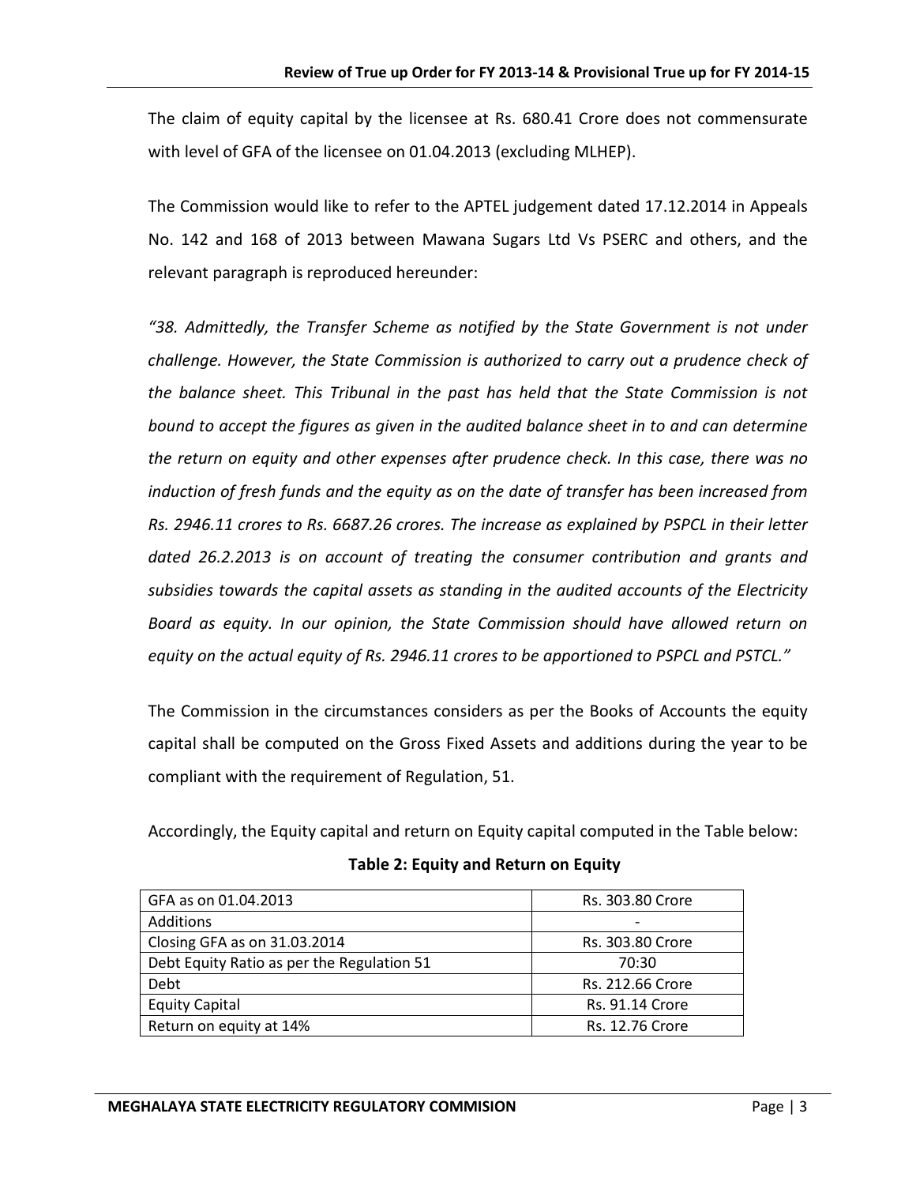The claim of equity capital by the licensee at Rs. 680.41 Crore does not commensurate with level of GFA of the licensee on 01.04.2013 (excluding MLHEP).

The Commission would like to refer to the APTEL judgement dated 17.12.2014 in Appeals No. 142 and 168 of 2013 between Mawana Sugars Ltd Vs PSERC and others, and the relevant paragraph is reproduced hereunder:

*"38. Admittedly, the Transfer Scheme as notified by the State Government is not under challenge. However, the State Commission is authorized to carry out a prudence check of the balance sheet. This Tribunal in the past has held that the State Commission is not bound to accept the figures as given in the audited balance sheet in to and can determine the return on equity and other expenses after prudence check. In this case, there was no induction of fresh funds and the equity as on the date of transfer has been increased from Rs. 2946.11 crores to Rs. 6687.26 crores. The increase as explained by PSPCL in their letter dated 26.2.2013 is on account of treating the consumer contribution and grants and subsidies towards the capital assets as standing in the audited accounts of the Electricity Board as equity. In our opinion, the State Commission should have allowed return on equity on the actual equity of Rs. 2946.11 crores to be apportioned to PSPCL and PSTCL."*

The Commission in the circumstances considers as per the Books of Accounts the equity capital shall be computed on the Gross Fixed Assets and additions during the year to be compliant with the requirement of Regulation, 51.

Accordingly, the Equity capital and return on Equity capital computed in the Table below:

**Table 2: Equity and Return on Equity**

| | |
|---|---|
| GFA as on 01.04.2013 | Rs. 303.80 Crore |
| Additions | - |
| Closing GFA as on 31.03.2014 | Rs. 303.80 Crore |
| Debt Equity Ratio as per the Regulation 51 | 70:30 |
| Debt | Rs. 212.66 Crore |
| Equity Capital | Rs. 91.14 Crore |
| Return on equity at 14% | Rs. 12.76 Crore |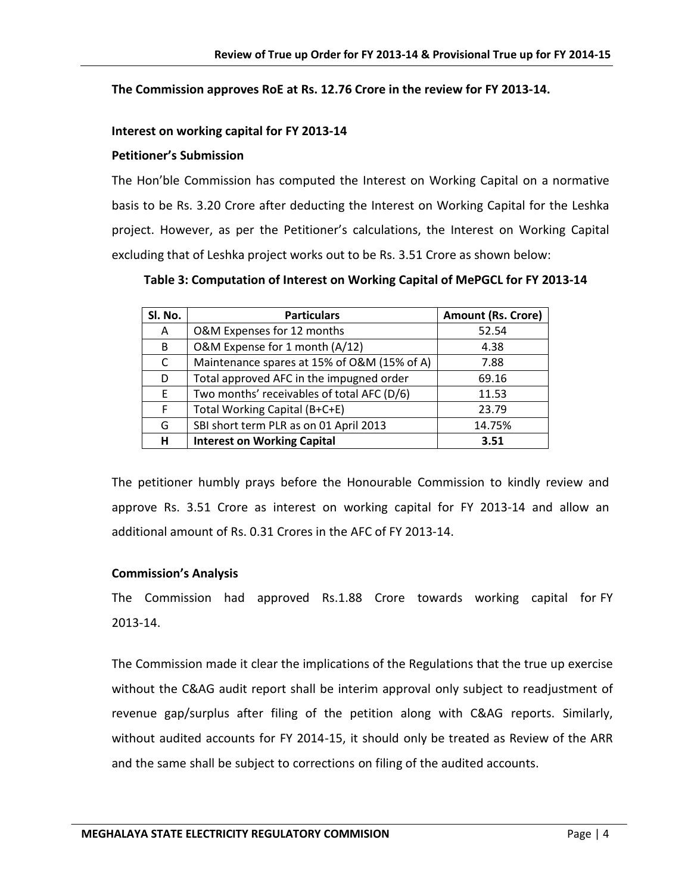**The Commission approves RoE at Rs. 12.76 Crore in the review for FY 2013-14.**

**Interest on working capital for FY 2013-14**

**Petitioner's Submission**

The Hon'ble Commission has computed the Interest on Working Capital on a normative basis to be Rs. 3.20 Crore after deducting the Interest on Working Capital for the Leshka project. However, as per the Petitioner's calculations, the Interest on Working Capital excluding that of Leshka project works out to be Rs. 3.51 Crore as shown below:

**Table 3: Computation of Interest on Working Capital of MePGCL for FY 2013-14**

| Sl. No. | Particulars | Amount (Rs. Crore) |
|---|---|---|
| A | O&M Expenses for 12 months | 52.54 |
| B | O&M Expense for 1 month (A/12) | 4.38 |
| C | Maintenance spares at 15% of O&M (15% of A) | 7.88 |
| D | Total approved AFC in the impugned order | 69.16 |
| E | Two months' receivables of total AFC (D/6) | 11.53 |
| F | Total Working Capital (B+C+E) | 23.79 |
| G | SBI short term PLR as on 01 April 2013 | 14.75% |
| **H** | **Interest on Working Capital** | **3.51** |

The petitioner humbly prays before the Honourable Commission to kindly review and approve Rs. 3.51 Crore as interest on working capital for FY 2013-14 and allow an additional amount of Rs. 0.31 Crores in the AFC of FY 2013-14.

**Commission's Analysis**

The Commission had approved Rs.1.88 Crore towards working capital for FY 2013-14.

The Commission made it clear the implications of the Regulations that the true up exercise without the C&AG audit report shall be interim approval only subject to readjustment of revenue gap/surplus after filing of the petition along with C&AG reports. Similarly, without audited accounts for FY 2014-15, it should only be treated as Review of the ARR and the same shall be subject to corrections on filing of the audited accounts.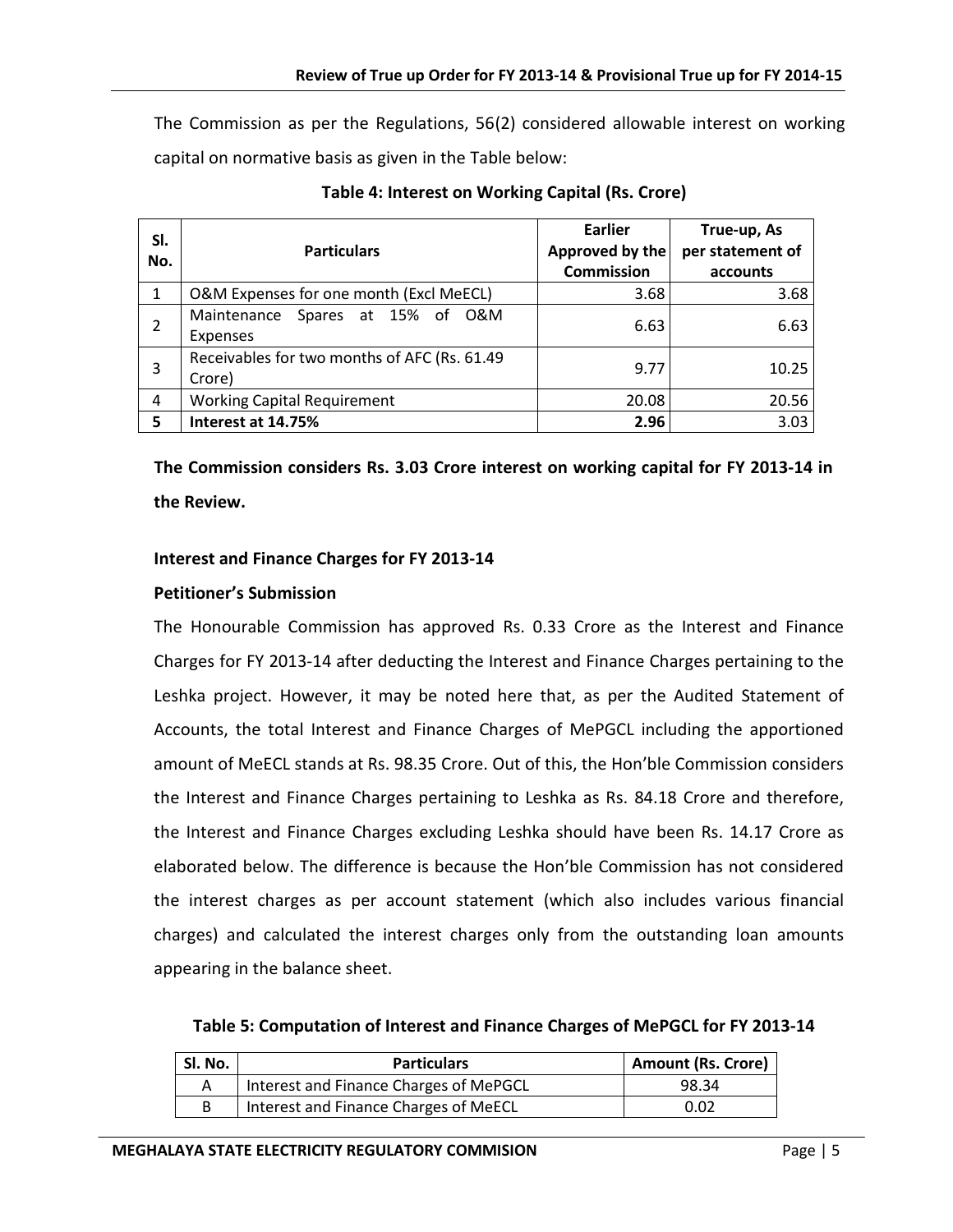The Commission as per the Regulations, 56(2) considered allowable interest on working capital on normative basis as given in the Table below:

**Table 4: Interest on Working Capital (Rs. Crore)**

| Sl. No. | Particulars | Earlier Approved by the Commission | True-up, As per statement of accounts |
|---|---|---|---|
| 1 | O&M Expenses for one month (Excl MeECL) | 3.68 | 3.68 |
| 2 | Maintenance Spares at 15% of O&M Expenses | 6.63 | 6.63 |
| 3 | Receivables for two months of AFC (Rs. 61.49 Crore) | 9.77 | 10.25 |
| 4 | Working Capital Requirement | 20.08 | 20.56 |
| **5** | **Interest at 14.75%** | **2.96** | 3.03 |

**The Commission considers Rs. 3.03 Crore interest on working capital for FY 2013-14 in the Review.**

**Interest and Finance Charges for FY 2013-14**

**Petitioner's Submission**

The Honourable Commission has approved Rs. 0.33 Crore as the Interest and Finance Charges for FY 2013-14 after deducting the Interest and Finance Charges pertaining to the Leshka project. However, it may be noted here that, as per the Audited Statement of Accounts, the total Interest and Finance Charges of MePGCL including the apportioned amount of MeECL stands at Rs. 98.35 Crore. Out of this, the Hon'ble Commission considers the Interest and Finance Charges pertaining to Leshka as Rs. 84.18 Crore and therefore, the Interest and Finance Charges excluding Leshka should have been Rs. 14.17 Crore as elaborated below. The difference is because the Hon'ble Commission has not considered the interest charges as per account statement (which also includes various financial charges) and calculated the interest charges only from the outstanding loan amounts appearing in the balance sheet.

**Table 5: Computation of Interest and Finance Charges of MePGCL for FY 2013-14**

| Sl. No. | Particulars | Amount (Rs. Crore) |
|---|---|---|
| A | Interest and Finance Charges of MePGCL | 98.34 |
| B | Interest and Finance Charges of MeECL | 0.02 |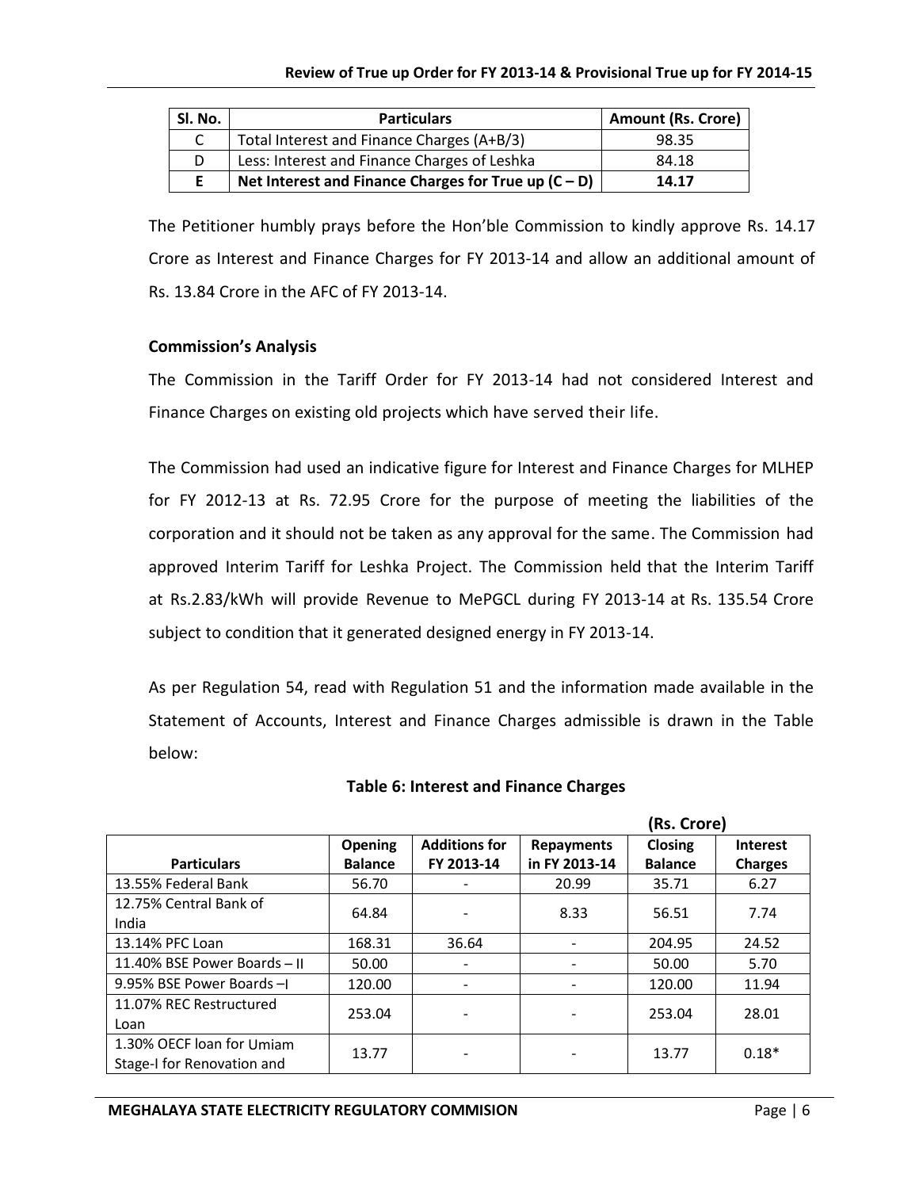| Sl. No. | Particulars | Amount (Rs. Crore) |
|---|---|---|
| C | Total Interest and Finance Charges (A+B/3) | 98.35 |
| D | Less: Interest and Finance Charges of Leshka | 84.18 |
| **E** | **Net Interest and Finance Charges for True up (C – D)** | **14.17** |

The Petitioner humbly prays before the Hon'ble Commission to kindly approve Rs. 14.17 Crore as Interest and Finance Charges for FY 2013-14 and allow an additional amount of Rs. 13.84 Crore in the AFC of FY 2013-14.

**Commission's Analysis**

The Commission in the Tariff Order for FY 2013-14 had not considered Interest and Finance Charges on existing old projects which have served their life.

The Commission had used an indicative figure for Interest and Finance Charges for MLHEP for FY 2012-13 at Rs. 72.95 Crore for the purpose of meeting the liabilities of the corporation and it should not be taken as any approval for the same. The Commission had approved Interim Tariff for Leshka Project. The Commission held that the Interim Tariff at Rs.2.83/kWh will provide Revenue to MePGCL during FY 2013-14 at Rs. 135.54 Crore subject to condition that it generated designed energy in FY 2013-14.

As per Regulation 54, read with Regulation 51 and the information made available in the Statement of Accounts, Interest and Finance Charges admissible is drawn in the Table below:

**Table 6: Interest and Finance Charges**

(Rs. Crore)

| Particulars | Opening Balance | Additions for FY 2013-14 | Repayments in FY 2013-14 | Closing Balance | Interest Charges |
|---|---|---|---|---|---|
| 13.55% Federal Bank | 56.70 | - | 20.99 | 35.71 | 6.27 |
| 12.75% Central Bank of India | 64.84 | - | 8.33 | 56.51 | 7.74 |
| 13.14% PFC Loan | 168.31 | 36.64 | - | 204.95 | 24.52 |
| 11.40% BSE Power Boards – II | 50.00 | - | - | 50.00 | 5.70 |
| 9.95% BSE Power Boards –I | 120.00 | - | - | 120.00 | 11.94 |
| 11.07% REC Restructured Loan | 253.04 | - | - | 253.04 | 28.01 |
| 1.30% OECF loan for Umiam Stage-I for Renovation and | 13.77 | - | - | 13.77 | 0.18* |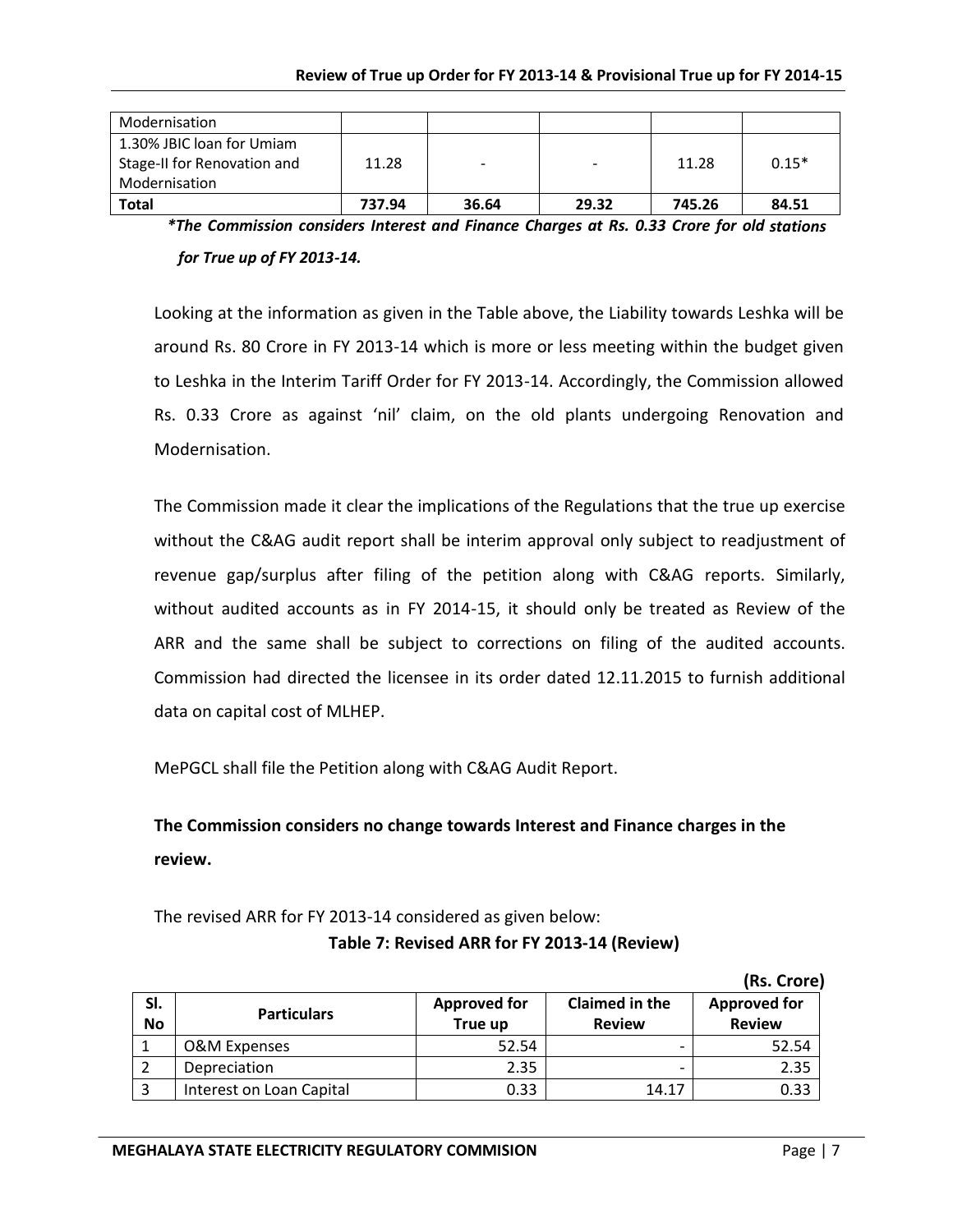| | | | | | |
|---|---|---|---|---|---|
| Modernisation | | | | | |
| 1.30% JBIC loan for Umiam Stage-II for Renovation and Modernisation | 11.28 | - | - | 11.28 | 0.15* |
| **Total** | **737.94** | **36.64** | **29.32** | **745.26** | **84.51** |

***The Commission considers Interest and Finance Charges at Rs. 0.33 Crore for old stations for True up of FY 2013-14.***

Looking at the information as given in the Table above, the Liability towards Leshka will be around Rs. 80 Crore in FY 2013-14 which is more or less meeting within the budget given to Leshka in the Interim Tariff Order for FY 2013-14. Accordingly, the Commission allowed Rs. 0.33 Crore as against 'nil' claim, on the old plants undergoing Renovation and Modernisation.

The Commission made it clear the implications of the Regulations that the true up exercise without the C&AG audit report shall be interim approval only subject to readjustment of revenue gap/surplus after filing of the petition along with C&AG reports. Similarly, without audited accounts as in FY 2014-15, it should only be treated as Review of the ARR and the same shall be subject to corrections on filing of the audited accounts. Commission had directed the licensee in its order dated 12.11.2015 to furnish additional data on capital cost of MLHEP.

MePGCL shall file the Petition along with C&AG Audit Report.

**The Commission considers no change towards Interest and Finance charges in the review.**

The revised ARR for FY 2013-14 considered as given below:

**Table 7: Revised ARR for FY 2013-14 (Review)**

**(Rs. Crore)**

| Sl. No | Particulars | Approved for True up | Claimed in the Review | Approved for Review |
|---|---|---|---|---|
| 1 | O&M Expenses | 52.54 | - | 52.54 |
| 2 | Depreciation | 2.35 | - | 2.35 |
| 3 | Interest on Loan Capital | 0.33 | 14.17 | 0.33 |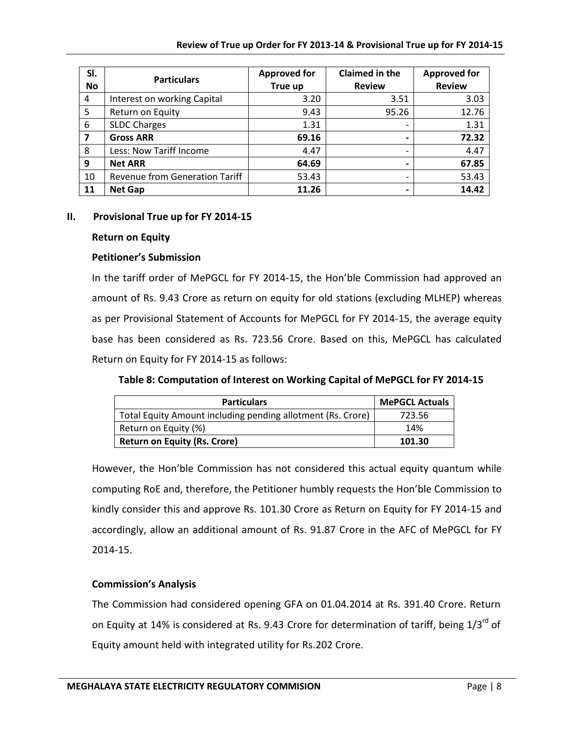| Sl. No | Particulars | Approved for True up | Claimed in the Review | Approved for Review |
|---|---|---|---|---|
| 4 | Interest on working Capital | 3.20 | 3.51 | 3.03 |
| 5 | Return on Equity | 9.43 | 95.26 | 12.76 |
| 6 | SLDC Charges | 1.31 | - | 1.31 |
| **7** | **Gross ARR** | **69.16** | **-** | **72.32** |
| 8 | Less: Now Tariff Income | 4.47 | - | 4.47 |
| **9** | **Net ARR** | **64.69** | **-** | **67.85** |
| 10 | Revenue from Generation Tariff | 53.43 | - | 53.43 |
| **11** | **Net Gap** | **11.26** | **-** | **14.42** |

## II. Provisional True up for FY 2014-15

### Return on Equity

### Petitioner's Submission

In the tariff order of MePGCL for FY 2014-15, the Hon'ble Commission had approved an amount of Rs. 9.43 Crore as return on equity for old stations (excluding MLHEP) whereas as per Provisional Statement of Accounts for MePGCL for FY 2014-15, the average equity base has been considered as Rs. 723.56 Crore. Based on this, MePGCL has calculated Return on Equity for FY 2014-15 as follows:

**Table 8: Computation of Interest on Working Capital of MePGCL for FY 2014-15**

| Particulars | MePGCL Actuals |
|---|---|
| Total Equity Amount including pending allotment (Rs. Crore) | 723.56 |
| Return on Equity (%) | 14% |
| **Return on Equity (Rs. Crore)** | **101.30** |

However, the Hon'ble Commission has not considered this actual equity quantum while computing RoE and, therefore, the Petitioner humbly requests the Hon'ble Commission to kindly consider this and approve Rs. 101.30 Crore as Return on Equity for FY 2014-15 and accordingly, allow an additional amount of Rs. 91.87 Crore in the AFC of MePGCL for FY 2014-15.

### Commission's Analysis

The Commission had considered opening GFA on 01.04.2014 at Rs. 391.40 Crore. Return on Equity at 14% is considered at Rs. 9.43 Crore for determination of tariff, being 1/3rd of Equity amount held with integrated utility for Rs.202 Crore.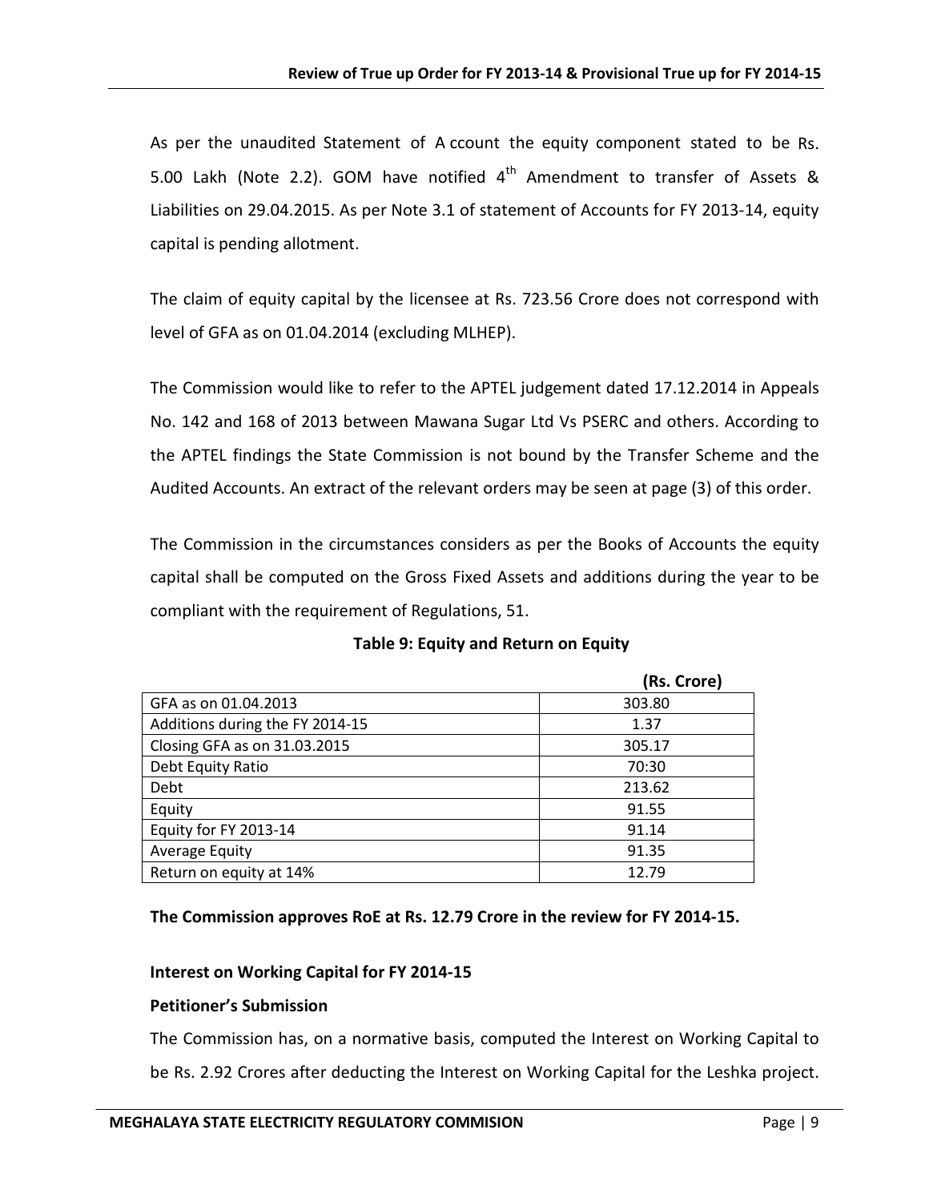As per the unaudited Statement of Account the equity component stated to be Rs. 5.00 Lakh (Note 2.2). GOM have notified 4th Amendment to transfer of Assets & Liabilities on 29.04.2015. As per Note 3.1 of statement of Accounts for FY 2013-14, equity capital is pending allotment.

The claim of equity capital by the licensee at Rs. 723.56 Crore does not correspond with level of GFA as on 01.04.2014 (excluding MLHEP).

The Commission would like to refer to the APTEL judgement dated 17.12.2014 in Appeals No. 142 and 168 of 2013 between Mawana Sugar Ltd Vs PSERC and others. According to the APTEL findings the State Commission is not bound by the Transfer Scheme and the Audited Accounts. An extract of the relevant orders may be seen at page (3) of this order.

The Commission in the circumstances considers as per the Books of Accounts the equity capital shall be computed on the Gross Fixed Assets and additions during the year to be compliant with the requirement of Regulations, 51.

**Table 9: Equity and Return on Equity**

| | (Rs. Crore) |
|---|---|
| GFA as on 01.04.2013 | 303.80 |
| Additions during the FY 2014-15 | 1.37 |
| Closing GFA as on 31.03.2015 | 305.17 |
| Debt Equity Ratio | 70:30 |
| Debt | 213.62 |
| Equity | 91.55 |
| Equity for FY 2013-14 | 91.14 |
| Average Equity | 91.35 |
| Return on equity at 14% | 12.79 |

**The Commission approves RoE at Rs. 12.79 Crore in the review for FY 2014-15.**

**Interest on Working Capital for FY 2014-15**

**Petitioner's Submission**

The Commission has, on a normative basis, computed the Interest on Working Capital to be Rs. 2.92 Crores after deducting the Interest on Working Capital for the Leshka project.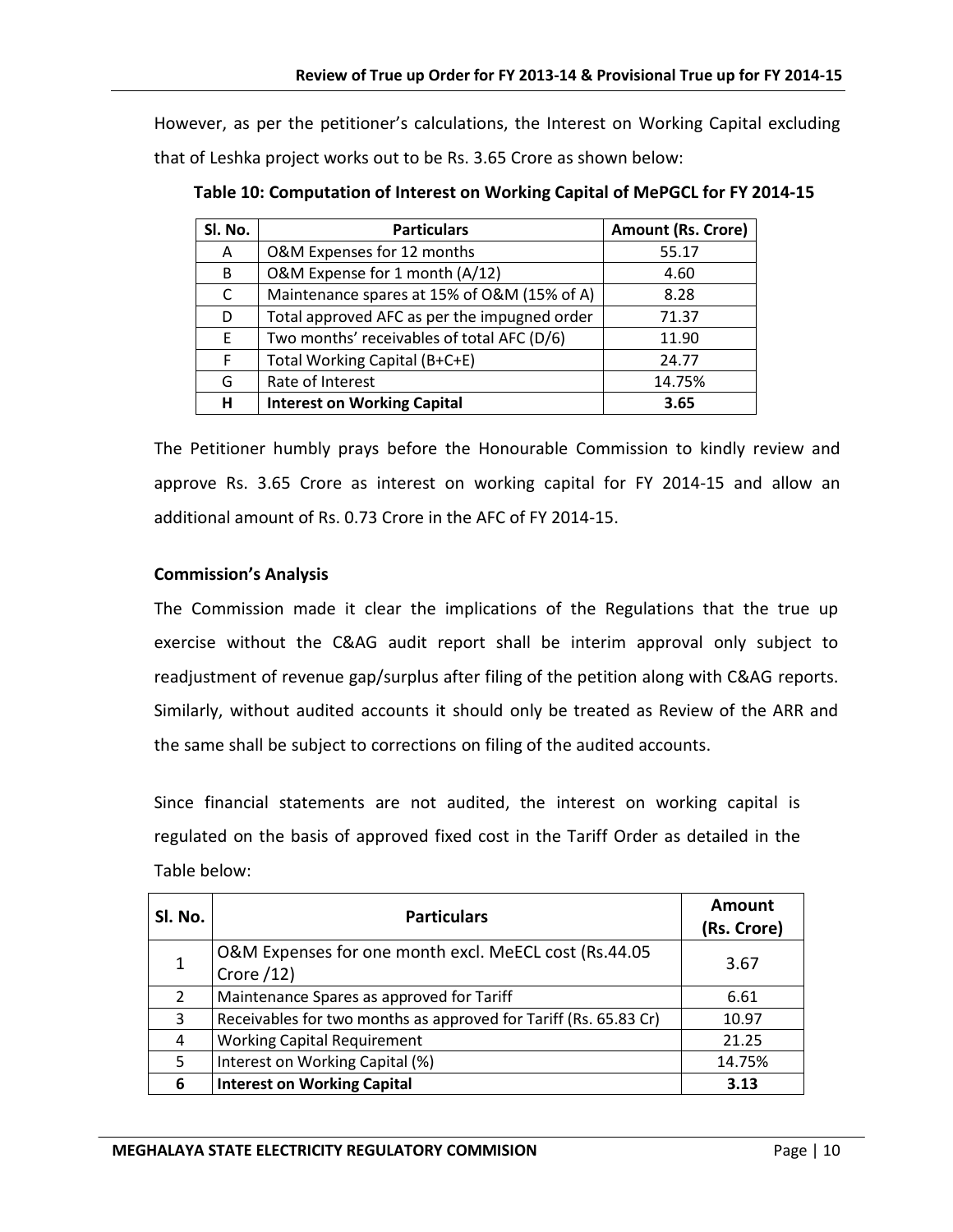However, as per the petitioner's calculations, the Interest on Working Capital excluding that of Leshka project works out to be Rs. 3.65 Crore as shown below:

**Table 10: Computation of Interest on Working Capital of MePGCL for FY 2014-15**

| Sl. No. | Particulars | Amount (Rs. Crore) |
|---|---|---|
| A | O&M Expenses for 12 months | 55.17 |
| B | O&M Expense for 1 month (A/12) | 4.60 |
| C | Maintenance spares at 15% of O&M (15% of A) | 8.28 |
| D | Total approved AFC as per the impugned order | 71.37 |
| E | Two months' receivables of total AFC (D/6) | 11.90 |
| F | Total Working Capital (B+C+E) | 24.77 |
| G | Rate of Interest | 14.75% |
| **H** | **Interest on Working Capital** | **3.65** |

The Petitioner humbly prays before the Honourable Commission to kindly review and approve Rs. 3.65 Crore as interest on working capital for FY 2014-15 and allow an additional amount of Rs. 0.73 Crore in the AFC of FY 2014-15.

**Commission's Analysis**

The Commission made it clear the implications of the Regulations that the true up exercise without the C&AG audit report shall be interim approval only subject to readjustment of revenue gap/surplus after filing of the petition along with C&AG reports. Similarly, without audited accounts it should only be treated as Review of the ARR and the same shall be subject to corrections on filing of the audited accounts.

Since financial statements are not audited, the interest on working capital is regulated on the basis of approved fixed cost in the Tariff Order as detailed in the Table below:

| Sl. No. | Particulars | Amount (Rs. Crore) |
|---|---|---|
| 1 | O&M Expenses for one month excl. MeECL cost (Rs.44.05 Crore /12) | 3.67 |
| 2 | Maintenance Spares as approved for Tariff | 6.61 |
| 3 | Receivables for two months as approved for Tariff (Rs. 65.83 Cr) | 10.97 |
| 4 | Working Capital Requirement | 21.25 |
| 5 | Interest on Working Capital (%) | 14.75% |
| **6** | **Interest on Working Capital** | **3.13** |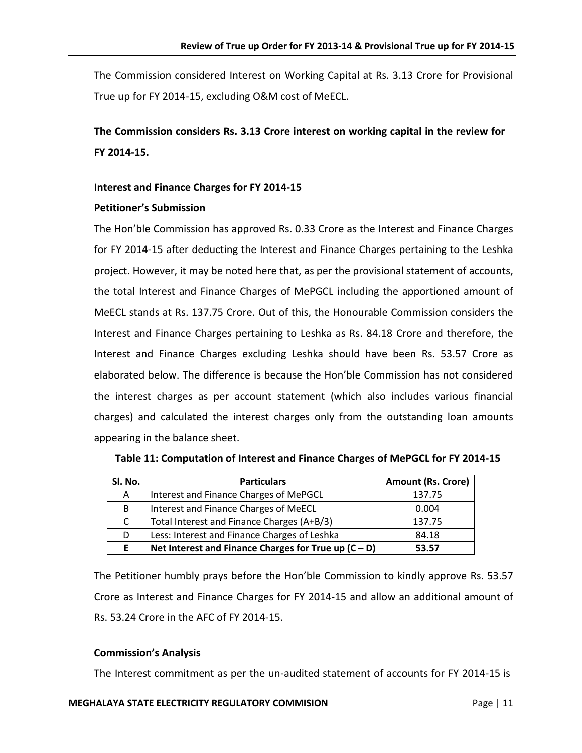The Commission considered Interest on Working Capital at Rs. 3.13 Crore for Provisional True up for FY 2014-15, excluding O&M cost of MeECL.

**The Commission considers Rs. 3.13 Crore interest on working capital in the review for FY 2014-15.**

**Interest and Finance Charges for FY 2014-15**

**Petitioner's Submission**

The Hon'ble Commission has approved Rs. 0.33 Crore as the Interest and Finance Charges for FY 2014-15 after deducting the Interest and Finance Charges pertaining to the Leshka project. However, it may be noted here that, as per the provisional statement of accounts, the total Interest and Finance Charges of MePGCL including the apportioned amount of MeECL stands at Rs. 137.75 Crore. Out of this, the Honourable Commission considers the Interest and Finance Charges pertaining to Leshka as Rs. 84.18 Crore and therefore, the Interest and Finance Charges excluding Leshka should have been Rs. 53.57 Crore as elaborated below. The difference is because the Hon'ble Commission has not considered the interest charges as per account statement (which also includes various financial charges) and calculated the interest charges only from the outstanding loan amounts appearing in the balance sheet.

**Table 11: Computation of Interest and Finance Charges of MePGCL for FY 2014-15**

| Sl. No. | Particulars | Amount (Rs. Crore) |
|---|---|---|
| A | Interest and Finance Charges of MePGCL | 137.75 |
| B | Interest and Finance Charges of MeECL | 0.004 |
| C | Total Interest and Finance Charges (A+B/3) | 137.75 |
| D | Less: Interest and Finance Charges of Leshka | 84.18 |
| **E** | **Net Interest and Finance Charges for True up (C – D)** | **53.57** |

The Petitioner humbly prays before the Hon'ble Commission to kindly approve Rs. 53.57 Crore as Interest and Finance Charges for FY 2014-15 and allow an additional amount of Rs. 53.24 Crore in the AFC of FY 2014-15.

**Commission's Analysis**

The Interest commitment as per the un-audited statement of accounts for FY 2014-15 is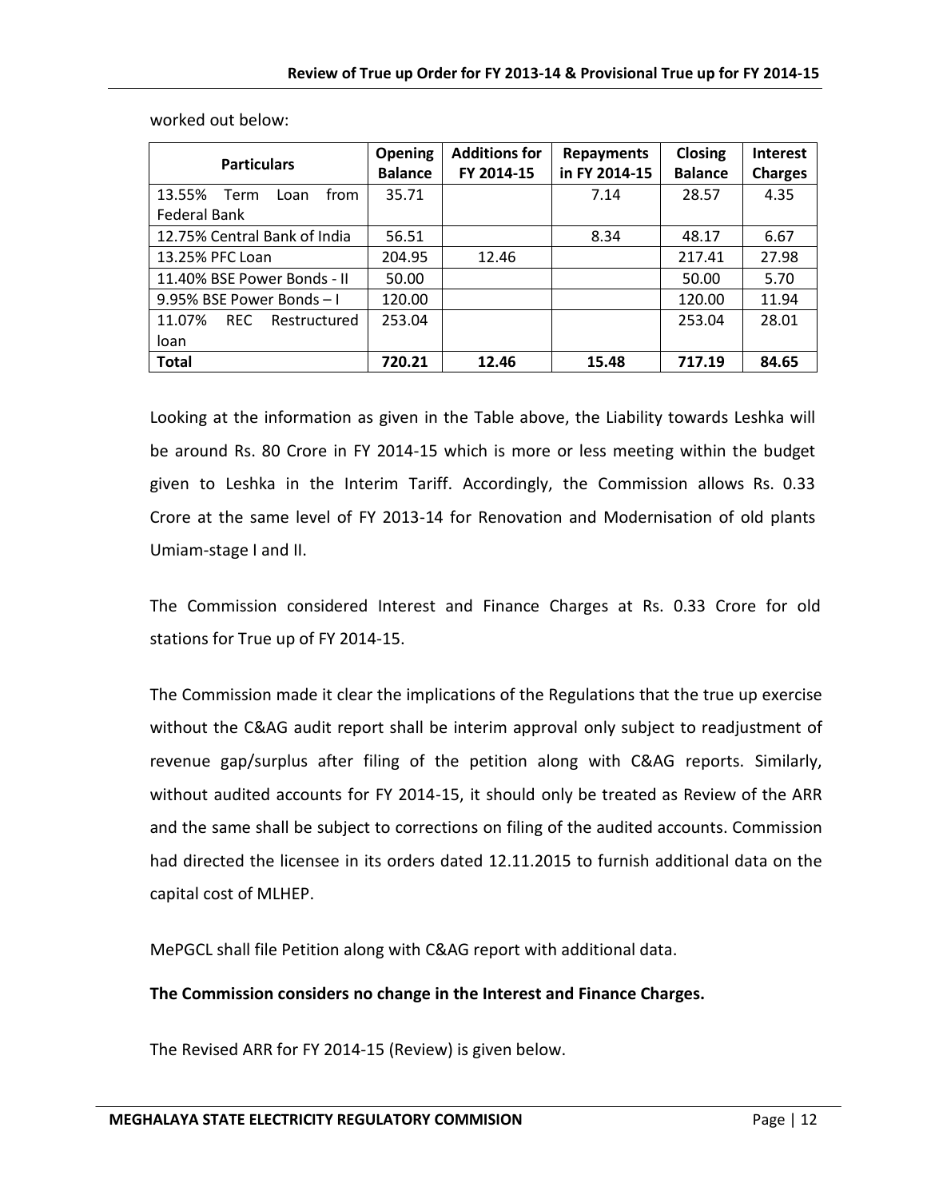worked out below:

| Particulars | Opening Balance | Additions for FY 2014-15 | Repayments in FY 2014-15 | Closing Balance | Interest Charges |
|---|---|---|---|---|---|
| 13.55% Term Loan from Federal Bank | 35.71 | | 7.14 | 28.57 | 4.35 |
| 12.75% Central Bank of India | 56.51 | | 8.34 | 48.17 | 6.67 |
| 13.25% PFC Loan | 204.95 | 12.46 | | 217.41 | 27.98 |
| 11.40% BSE Power Bonds - II | 50.00 | | | 50.00 | 5.70 |
| 9.95% BSE Power Bonds – I | 120.00 | | | 120.00 | 11.94 |
| 11.07% REC Restructured loan | 253.04 | | | 253.04 | 28.01 |
| **Total** | **720.21** | **12.46** | **15.48** | **717.19** | **84.65** |

Looking at the information as given in the Table above, the Liability towards Leshka will be around Rs. 80 Crore in FY 2014-15 which is more or less meeting within the budget given to Leshka in the Interim Tariff. Accordingly, the Commission allows Rs. 0.33 Crore at the same level of FY 2013-14 for Renovation and Modernisation of old plants Umiam-stage I and II.

The Commission considered Interest and Finance Charges at Rs. 0.33 Crore for old stations for True up of FY 2014-15.

The Commission made it clear the implications of the Regulations that the true up exercise without the C&AG audit report shall be interim approval only subject to readjustment of revenue gap/surplus after filing of the petition along with C&AG reports. Similarly, without audited accounts for FY 2014-15, it should only be treated as Review of the ARR and the same shall be subject to corrections on filing of the audited accounts. Commission had directed the licensee in its orders dated 12.11.2015 to furnish additional data on the capital cost of MLHEP.

MePGCL shall file Petition along with C&AG report with additional data.

**The Commission considers no change in the Interest and Finance Charges.**

The Revised ARR for FY 2014-15 (Review) is given below.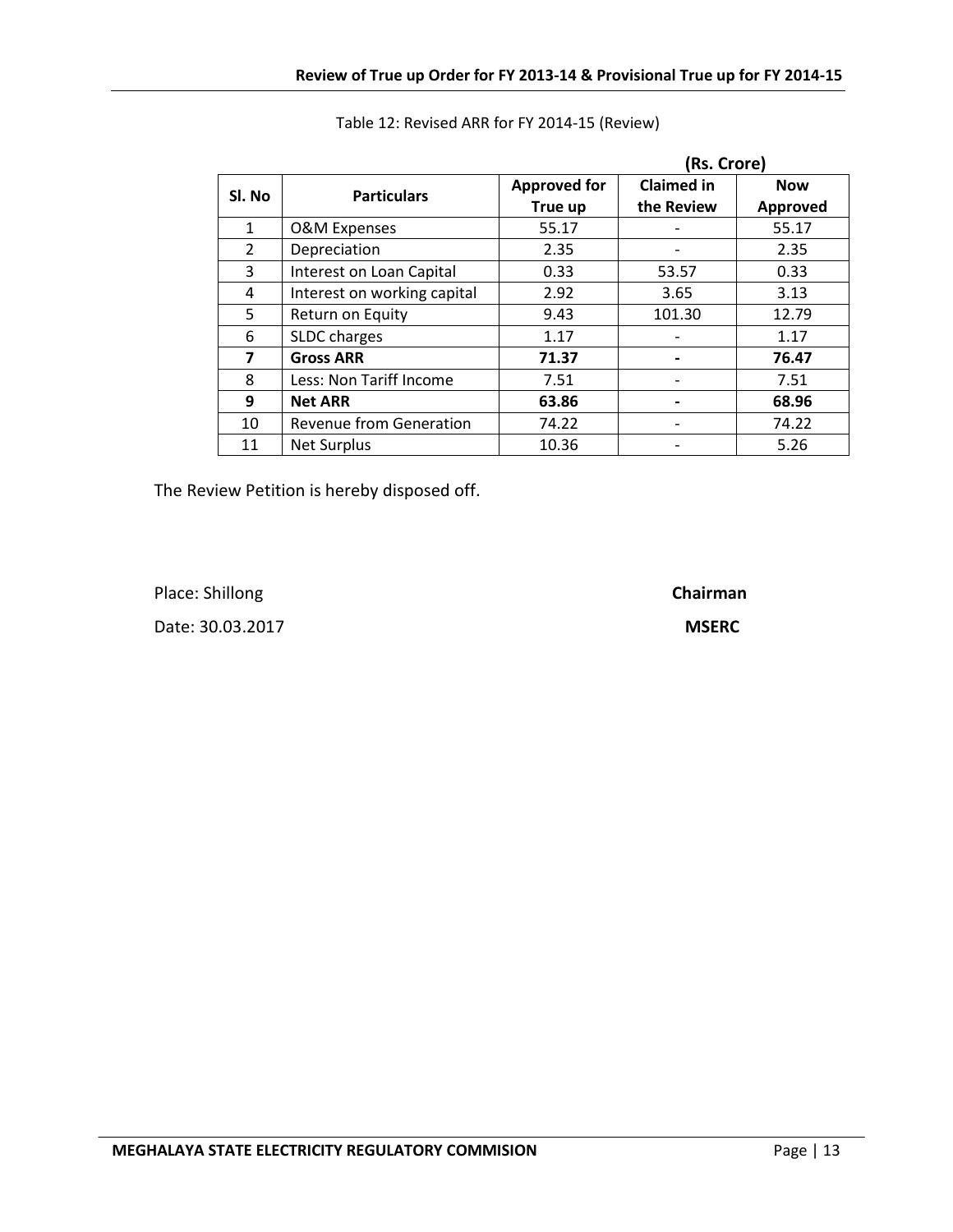Table 12: Revised ARR for FY 2014-15 (Review)

**(Rs. Crore)**

| Sl. No | Particulars | Approved for True up | Claimed in the Review | Now Approved |
|---|---|---|---|---|
| 1 | O&M Expenses | 55.17 | - | 55.17 |
| 2 | Depreciation | 2.35 | - | 2.35 |
| 3 | Interest on Loan Capital | 0.33 | 53.57 | 0.33 |
| 4 | Interest on working capital | 2.92 | 3.65 | 3.13 |
| 5 | Return on Equity | 9.43 | 101.30 | 12.79 |
| 6 | SLDC charges | 1.17 | - | 1.17 |
| **7** | **Gross ARR** | **71.37** | **-** | **76.47** |
| 8 | Less: Non Tariff Income | 7.51 | - | 7.51 |
| **9** | **Net ARR** | **63.86** | **-** | **68.96** |
| 10 | Revenue from Generation | 74.22 | - | 74.22 |
| 11 | Net Surplus | 10.36 | - | 5.26 |

The Review Petition is hereby disposed off.

Place: Shillong **Chairman**

Date: 30.03.2017 **MSERC**